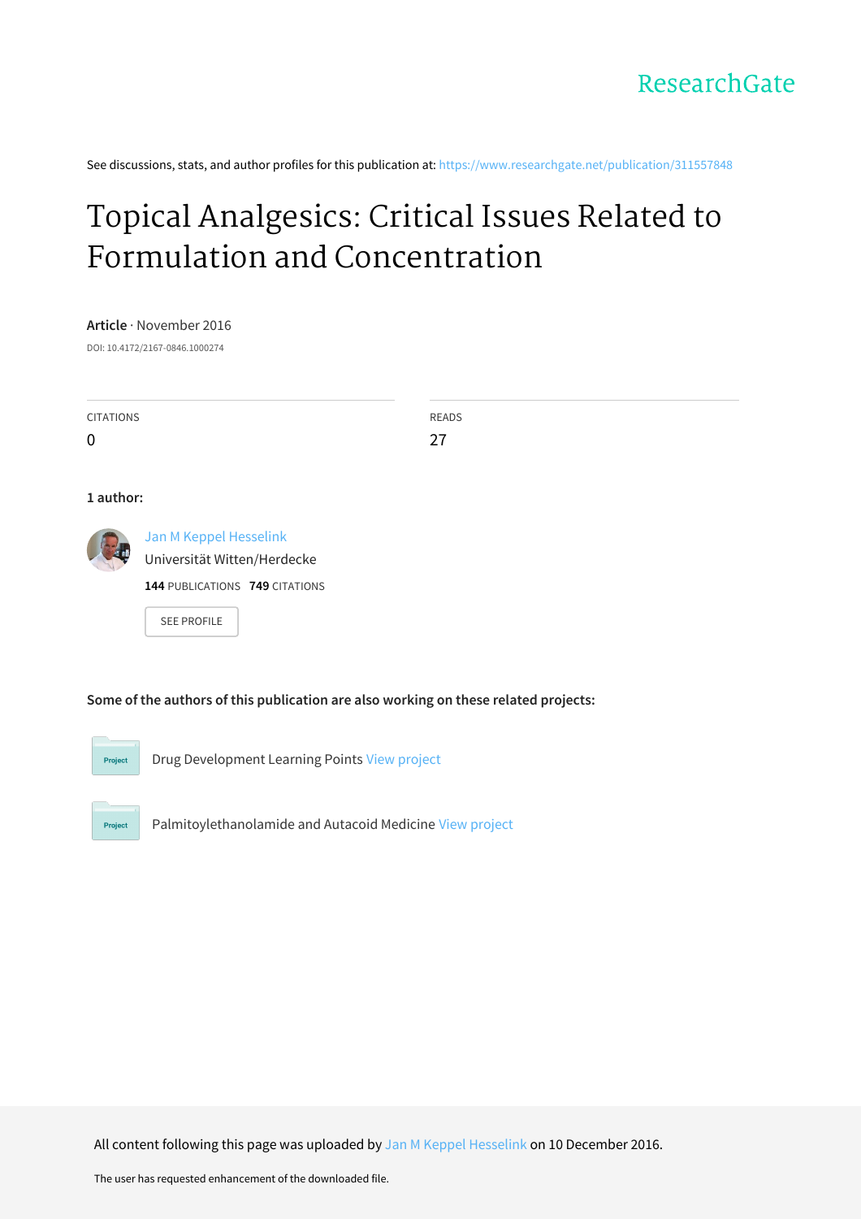ResearchGate

See discussions, stats, and author profiles for this publication at: https://www.researchgate.net/publication/311557848

# Topical Analgesics: Critical Issues Related to Formulation and Concentration

**Article** · November 2016

DOI: 10.4172/2167-0846.1000274

| CITATIONS | READS |
| --- | --- |
| 0 | 27 |

**1 author:**

Jan M Keppel Hesselink
Universität Witten/Herdecke
**144** PUBLICATIONS **749** CITATIONS

SEE PROFILE

**Some of the authors of this publication are also working on these related projects:**

Project: Drug Development Learning Points View project

Project: Palmitoylethanolamide and Autacoid Medicine View project

All content following this page was uploaded by Jan M Keppel Hesselink on 10 December 2016.

The user has requested enhancement of the downloaded file.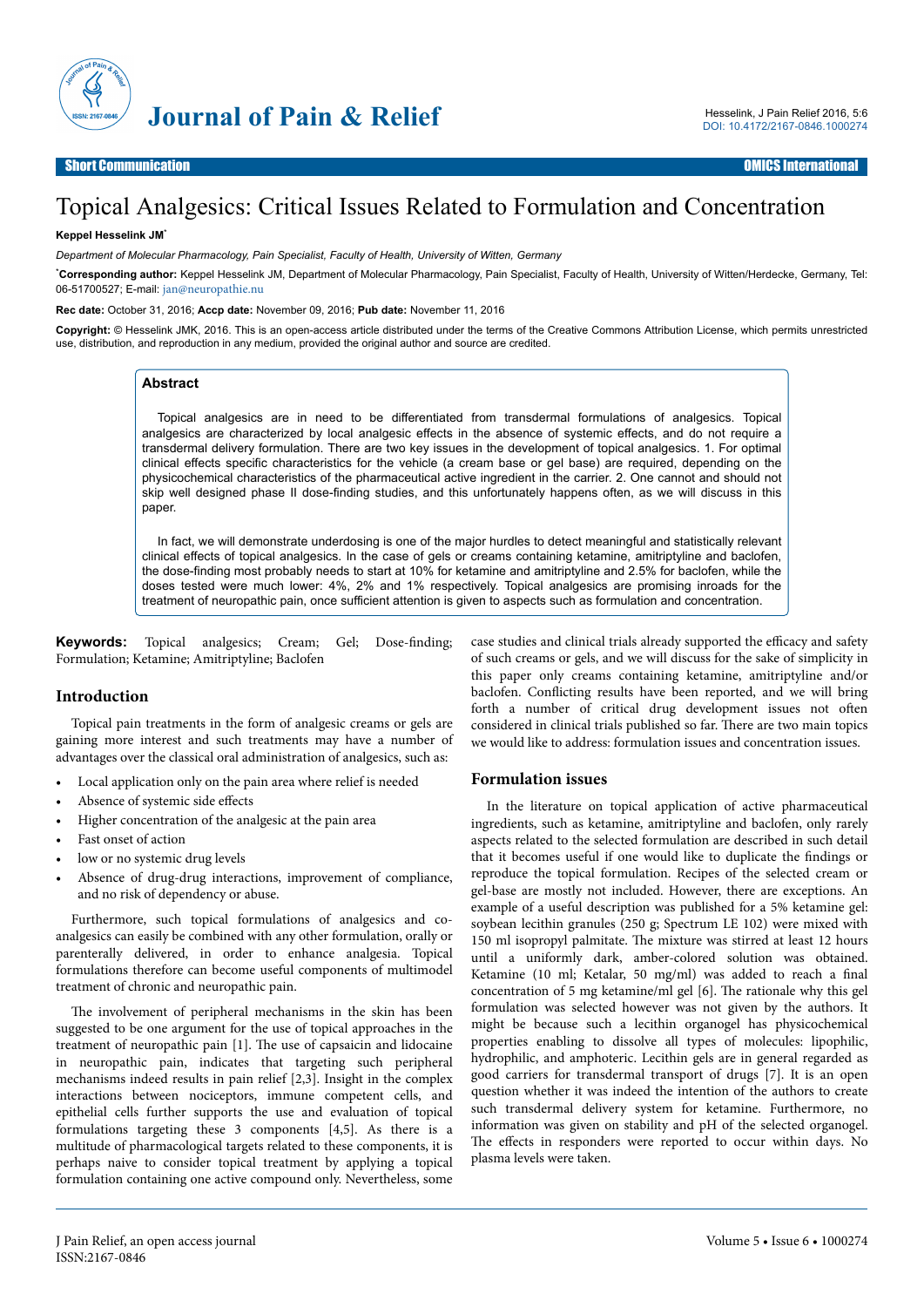# Topical Analgesics: Critical Issues Related to Formulation and Concentration

**Keppel Hesselink JM***

*Department of Molecular Pharmacology, Pain Specialist, Faculty of Health, University of Witten, Germany*

***Corresponding author:** Keppel Hesselink JM, Department of Molecular Pharmacology, Pain Specialist, Faculty of Health, University of Witten/Herdecke, Germany, Tel: 06-51700527; E-mail: jan@neuropathie.nu

**Rec date:** October 31, 2016; **Accp date:** November 09, 2016; **Pub date:** November 11, 2016

**Copyright:** © Hesselink JMK, 2016. This is an open-access article distributed under the terms of the Creative Commons Attribution License, which permits unrestricted use, distribution, and reproduction in any medium, provided the original author and source are credited.

## Abstract

Topical analgesics are in need to be differentiated from transdermal formulations of analgesics. Topical analgesics are characterized by local analgesic effects in the absence of systemic effects, and do not require a transdermal delivery formulation. There are two key issues in the development of topical analgesics. 1. For optimal clinical effects specific characteristics for the vehicle (a cream base or gel base) are required, depending on the physicochemical characteristics of the pharmaceutical active ingredient in the carrier. 2. One cannot and should not skip well designed phase II dose-finding studies, and this unfortunately happens often, as we will discuss in this paper.

In fact, we will demonstrate underdosing is one of the major hurdles to detect meaningful and statistically relevant clinical effects of topical analgesics. In the case of gels or creams containing ketamine, amitriptyline and baclofen, the dose-finding most probably needs to start at 10% for ketamine and amitriptyline and 2.5% for baclofen, while the doses tested were much lower: 4%, 2% and 1% respectively. Topical analgesics are promising inroads for the treatment of neuropathic pain, once sufficient attention is given to aspects such as formulation and concentration.

**Keywords:** Topical analgesics; Cream; Gel; Dose-finding; Formulation; Ketamine; Amitriptyline; Baclofen

## Introduction

Topical pain treatments in the form of analgesic creams or gels are gaining more interest and such treatments may have a number of advantages over the classical oral administration of analgesics, such as:

- Local application only on the pain area where relief is needed
- Absence of systemic side effects
- Higher concentration of the analgesic at the pain area
- Fast onset of action
- low or no systemic drug levels
- Absence of drug-drug interactions, improvement of compliance, and no risk of dependency or abuse.

Furthermore, such topical formulations of analgesics and co-analgesics can easily be combined with any other formulation, orally or parenterally delivered, in order to enhance analgesia. Topical formulations therefore can become useful components of multimodel treatment of chronic and neuropathic pain.

The involvement of peripheral mechanisms in the skin has been suggested to be one argument for the use of topical approaches in the treatment of neuropathic pain [1]. The use of capsaicin and lidocaine in neuropathic pain, indicates that targeting such peripheral mechanisms indeed results in pain relief [2,3]. Insight in the complex interactions between nociceptors, immune competent cells, and epithelial cells further supports the use and evaluation of topical formulations targeting these 3 components [4,5]. As there is a multitude of pharmacological targets related to these components, it is perhaps naive to consider topical treatment by applying a topical formulation containing one active compound only. Nevertheless, some case studies and clinical trials already supported the efficacy and safety of such creams or gels, and we will discuss for the sake of simplicity in this paper only creams containing ketamine, amitriptyline and/or baclofen. Conflicting results have been reported, and we will bring forth a number of critical drug development issues not often considered in clinical trials published so far. There are two main topics we would like to address: formulation issues and concentration issues.

## Formulation issues

In the literature on topical application of active pharmaceutical ingredients, such as ketamine, amitriptyline and baclofen, only rarely aspects related to the selected formulation are described in such detail that it becomes useful if one would like to duplicate the findings or reproduce the topical formulation. Recipes of the selected cream or gel-base are mostly not included. However, there are exceptions. An example of a useful description was published for a 5% ketamine gel: soybean lecithin granules (250 g; Spectrum LE 102) were mixed with 150 ml isopropyl palmitate. The mixture was stirred at least 12 hours until a uniformly dark, amber-colored solution was obtained. Ketamine (10 ml; Ketalar, 50 mg/ml) was added to reach a final concentration of 5 mg ketamine/ml gel [6]. The rationale why this gel formulation was selected however was not given by the authors. It might be because such a lecithin organogel has physicochemical properties enabling to dissolve all types of molecules: lipophilic, hydrophilic, and amphoteric. Lecithin gels are in general regarded as good carriers for transdermal transport of drugs [7]. It is an open question whether it was indeed the intention of the authors to create such transdermal delivery system for ketamine. Furthermore, no information was given on stability and pH of the selected organogel. The effects in responders were reported to occur within days. No plasma levels were taken.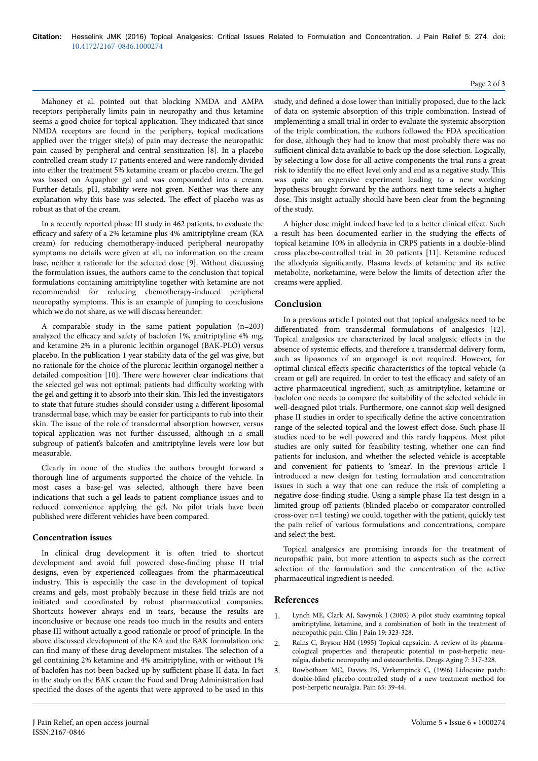Mahoney et al. pointed out that blocking NMDA and AMPA receptors peripherally limits pain in neuropathy and thus ketamine seems a good choice for topical application. They indicated that since NMDA receptors are found in the periphery, topical medications applied over the trigger site(s) of pain may decrease the neuropathic pain caused by peripheral and central sensitization [8]. In a placebo controlled cream study 17 patients entered and were randomly divided into either the treatment 5% ketamine cream or placebo cream. The gel was based on Aquaphor gel and was compounded into a cream. Further details, pH, stability were not given. Neither was there any explanation why this base was selected. The effect of placebo was as robust as that of the cream.

In a recently reported phase III study in 462 patients, to evaluate the efficacy and safety of a 2% ketamine plus 4% amitriptyline cream (KA cream) for reducing chemotherapy-induced peripheral neuropathy symptoms no details were given at all, no information on the cream base, neither a rationale for the selected dose [9]. Without discussing the formulation issues, the authors came to the conclusion that topical formulations containing amitriptyline together with ketamine are not recommended for reducing chemotherapy-induced peripheral neuropathy symptoms. This is an example of jumping to conclusions which we do not share, as we will discuss hereunder.

A comparable study in the same patient population (n=203) analyzed the efficacy and safety of baclofen 1%, amitriptyline 4% mg, and ketamine 2% in a pluronic lecithin organogel (BAK-PLO) versus placebo. In the publication 1 year stability data of the gel was give, but no rationale for the choice of the pluronic lecithin organogel neither a detailed composition [10]. There were however clear indications that the selected gel was not optimal: patients had difficulty working with the gel and getting it to absorb into their skin. This led the investigators to state that future studies should consider using a different liposomal transdermal base, which may be easier for participants to rub into their skin. The issue of the role of transdermal absorption however, versus topical application was not further discussed, although in a small subgroup of patient's balcofen and amitriptyline levels were low but measurable.

Clearly in none of the studies the authors brought forward a thorough line of arguments supported the choice of the vehicle. In most cases a base-gel was selected, although there have been indications that such a gel leads to patient compliance issues and to reduced convenience applying the gel. No pilot trials have been published were different vehicles have been compared.

### Concentration issues

In clinical drug development it is often tried to shortcut development and avoid full powered dose-finding phase II trial designs, even by experienced colleagues from the pharmaceutical industry. This is especially the case in the development of topical creams and gels, most probably because in these field trials are not initiated and coordinated by robust pharmaceutical companies. Shortcuts however always end in tears, because the results are inconclusive or because one reads too much in the results and enters phase III without actually a good rationale or proof of principle. In the above discussed development of the KA and the BAK formulation one can find many of these drug development mistakes. The selection of a gel containing 2% ketamine and 4% amitriptyline, with or without 1% of baclofen has not been backed up by sufficient phase II data. In fact in the study on the BAK cream the Food and Drug Administration had specified the doses of the agents that were approved to be used in this study, and defined a dose lower than initially proposed, due to the lack of data on systemic absorption of this triple combination. Instead of implementing a small trial in order to evaluate the systemic absorption of the triple combination, the authors followed the FDA specification for dose, although they had to know that most probably there was no sufficient clinical data available to back up the dose selection. Logically, by selecting a low dose for all active components the trial runs a great risk to identify the no effect level only and end as a negative study. This was quite an expensive experiment leading to a new working hypothesis brought forward by the authors: next time selects a higher dose. This insight actually should have been clear from the beginning of the study.

A higher dose might indeed have led to a better clinical effect. Such a result has been documented earlier in the studying the effects of topical ketamine 10% in allodynia in CRPS patients in a double-blind cross placebo-controlled trial in 20 patients [11]. Ketamine reduced the allodynia significantly. Plasma levels of ketamine and its active metabolite, norketamine, were below the limits of detection after the creams were applied.

## Conclusion

In a previous article I pointed out that topical analgesics need to be differentiated from transdermal formulations of analgesics [12]. Topical analgesics are characterized by local analgesic effects in the absence of systemic effects, and therefore a transdermal delivery form, such as liposomes of an organogel is not required. However, for optimal clinical effects specific characteristics of the topical vehicle (a cream or gel) are required. In order to test the efficacy and safety of an active pharmaceutical ingredient, such as amitriptyline, ketamine or baclofen one needs to compare the suitability of the selected vehicle in well-designed pilot trials. Furthermore, one cannot skip well designed phase II studies in order to specifically define the active concentration range of the selected topical and the lowest effect dose. Such phase II studies need to be well powered and this rarely happens. Most pilot studies are only suited for feasibility testing, whether one can find patients for inclusion, and whether the selected vehicle is acceptable and convenient for patients to 'smear'. In the previous article I introduced a new design for testing formulation and concentration issues in such a way that one can reduce the risk of completing a negative dose-finding studie. Using a simple phase IIa test design in a limited group off patients (blinded placebo or comparator controlled cross-over n=1 testing) we could, together with the patient, quickly test the pain relief of various formulations and concentrations, compare and select the best.

Topical analgesics are promising inroads for the treatment of neuropathic pain, but more attention to aspects such as the correct selection of the formulation and the concentration of the active pharmaceutical ingredient is needed.

## References

1. Lynch ME, Clark AJ, Sawynok J (2003) A pilot study examining topical amitriptyline, ketamine, and a combination of both in the treatment of neuropathic pain. Clin J Pain 19: 323-328.
2. Rains C, Bryson HM (1995) Topical capsaicin. A review of its pharmacological properties and therapeutic potential in post-herpetic neuralgia, diabetic neuropathy and osteoarthritis. Drugs Aging 7: 317-328.
3. Rowbotham MC, Davies PS, Verkempinck C, (1996) Lidocaine patch: double-blind placebo controlled study of a new treatment method for post-herpetic neuralgia. Pain 65: 39-44.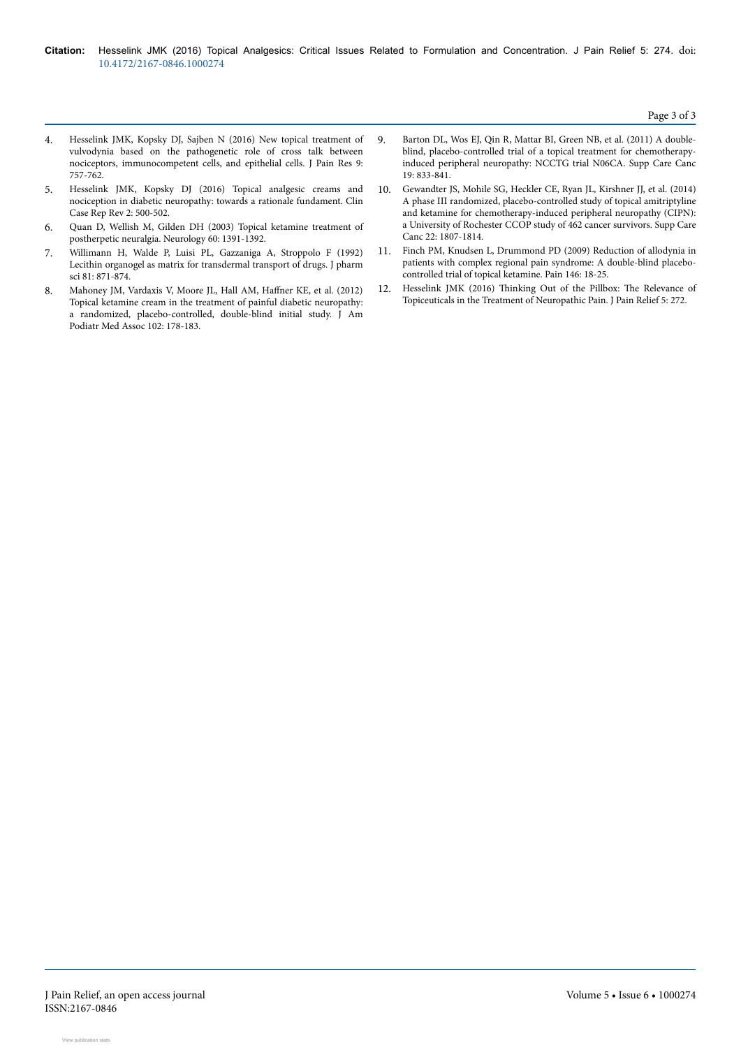4. Hesselink JMK, Kopsky DJ, Sajben N (2016) New topical treatment of vulvodynia based on the pathogenetic role of cross talk between nociceptors, immunocompetent cells, and epithelial cells. J Pain Res 9: 757-762.
5. Hesselink JMK, Kopsky DJ (2016) Topical analgesic creams and nociception in diabetic neuropathy: towards a rationale fundament. Clin Case Rep Rev 2: 500-502.
6. Quan D, Wellish M, Gilden DH (2003) Topical ketamine treatment of postherpetic neuralgia. Neurology 60: 1391-1392.
7. Willimann H, Walde P, Luisi PL, Gazzaniga A, Stroppolo F (1992) Lecithin organogel as matrix for transdermal transport of drugs. J pharm sci 81: 871-874.
8. Mahoney JM, Vardaxis V, Moore JL, Hall AM, Haffner KE, et al. (2012) Topical ketamine cream in the treatment of painful diabetic neuropathy: a randomized, placebo-controlled, double-blind initial study. J Am Podiatr Med Assoc 102: 178-183.
9. Barton DL, Wos EJ, Qin R, Mattar BI, Green NB, et al. (2011) A double-blind, placebo-controlled trial of a topical treatment for chemotherapy-induced peripheral neuropathy: NCCTG trial N06CA. Supp Care Canc 19: 833-841.
10. Gewandter JS, Mohile SG, Heckler CE, Ryan JL, Kirshner JJ, et al. (2014) A phase III randomized, placebo-controlled study of topical amitriptyline and ketamine for chemotherapy-induced peripheral neuropathy (CIPN): a University of Rochester CCOP study of 462 cancer survivors. Supp Care Canc 22: 1807-1814.
11. Finch PM, Knudsen L, Drummond PD (2009) Reduction of allodynia in patients with complex regional pain syndrome: A double-blind placebo-controlled trial of topical ketamine. Pain 146: 18-25.
12. Hesselink JMK (2016) Thinking Out of the Pillbox: The Relevance of Topiceuticals in the Treatment of Neuropathic Pain. J Pain Relief 5: 272.